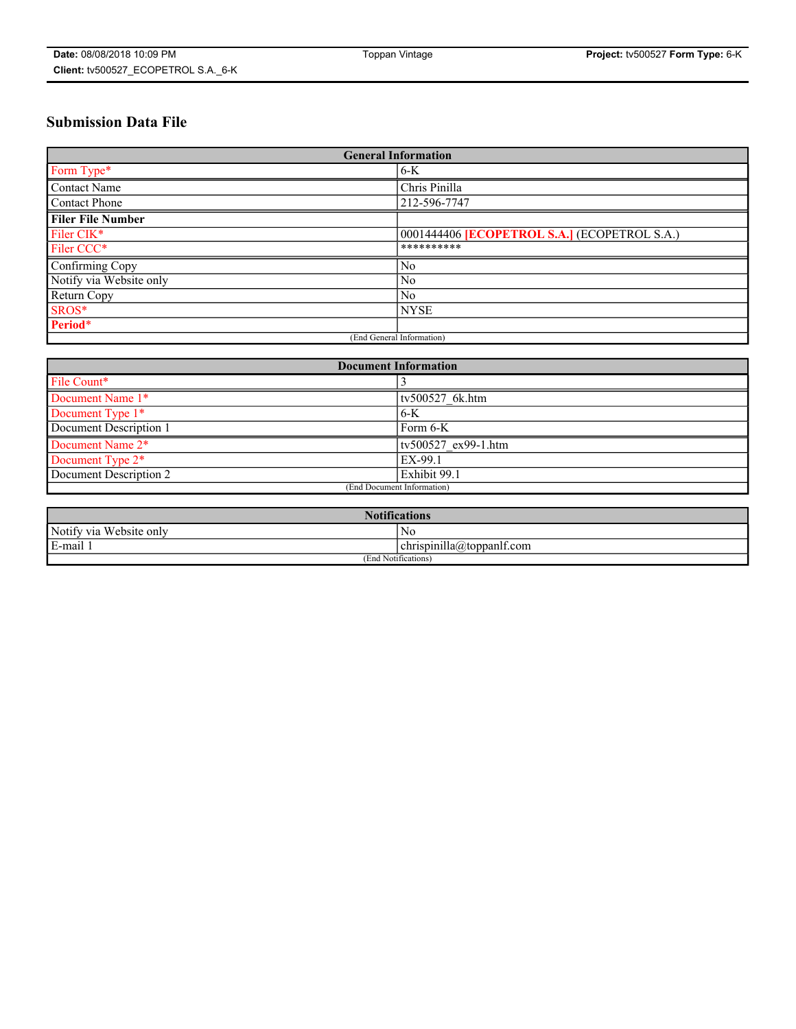# Submission Data File

| General Information | |
|---|---|
| Form Type* | 6-K |
| Contact Name | Chris Pinilla |
| Contact Phone | 212-596-7747 |
| **Filer File Number** | |
| Filer CIK* | 0001444406 **[ECOPETROL S.A.]** (ECOPETROL S.A.) |
| Filer CCC* | ********** |
| Confirming Copy | No |
| Notify via Website only | No |
| Return Copy | No |
| SROS* | NYSE |
| **Period*** | |
| (End General Information) | |

| Document Information | |
|---|---|
| File Count* | 3 |
| Document Name 1* | tv500527_6k.htm |
| Document Type 1* | 6-K |
| Document Description 1 | Form 6-K |
| Document Name 2* | tv500527_ex99-1.htm |
| Document Type 2* | EX-99.1 |
| Document Description 2 | Exhibit 99.1 |
| (End Document Information) | |

| Notifications | |
|---|---|
| Notify via Website only | No |
| E-mail 1 | chrispinilla@toppanlf.com |
| (End Notifications) | |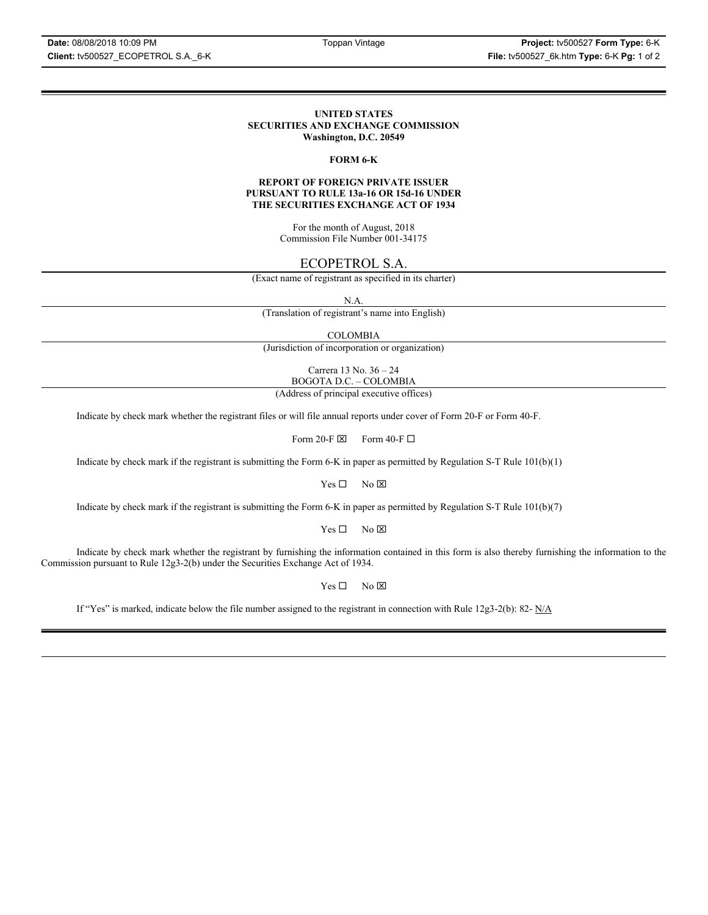**UNITED STATES**
**SECURITIES AND EXCHANGE COMMISSION**
**Washington, D.C. 20549**

**FORM 6-K**

**REPORT OF FOREIGN PRIVATE ISSUER**
**PURSUANT TO RULE 13a-16 OR 15d-16 UNDER**
**THE SECURITIES EXCHANGE ACT OF 1934**

For the month of August, 2018
Commission File Number 001-34175

ECOPETROL S.A.

(Exact name of registrant as specified in its charter)

N.A.

(Translation of registrant's name into English)

COLOMBIA

(Jurisdiction of incorporation or organization)

Carrera 13 No. 36 – 24
BOGOTA D.C. – COLOMBIA

(Address of principal executive offices)

Indicate by check mark whether the registrant files or will file annual reports under cover of Form 20-F or Form 40-F.

Form 20-F ☒ Form 40-F ☐

Indicate by check mark if the registrant is submitting the Form 6-K in paper as permitted by Regulation S-T Rule 101(b)(1)

Yes ☐ No ☒

Indicate by check mark if the registrant is submitting the Form 6-K in paper as permitted by Regulation S-T Rule 101(b)(7)

Yes ☐ No ☒

Indicate by check mark whether the registrant by furnishing the information contained in this form is also thereby furnishing the information to the Commission pursuant to Rule 12g3-2(b) under the Securities Exchange Act of 1934.

Yes ☐ No ☒

If "Yes" is marked, indicate below the file number assigned to the registrant in connection with Rule 12g3-2(b): 82- N/A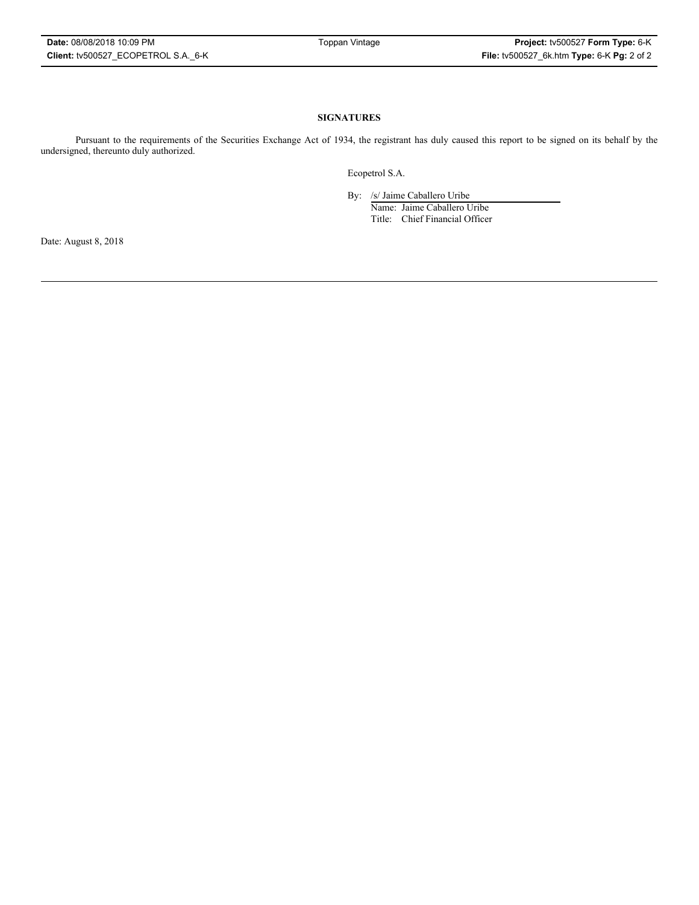## SIGNATURES

Pursuant to the requirements of the Securities Exchange Act of 1934, the registrant has duly caused this report to be signed on its behalf by the undersigned, thereunto duly authorized.

Ecopetrol S.A.

By: /s/ Jaime Caballero Uribe
Name: Jaime Caballero Uribe
Title: Chief Financial Officer

Date: August 8, 2018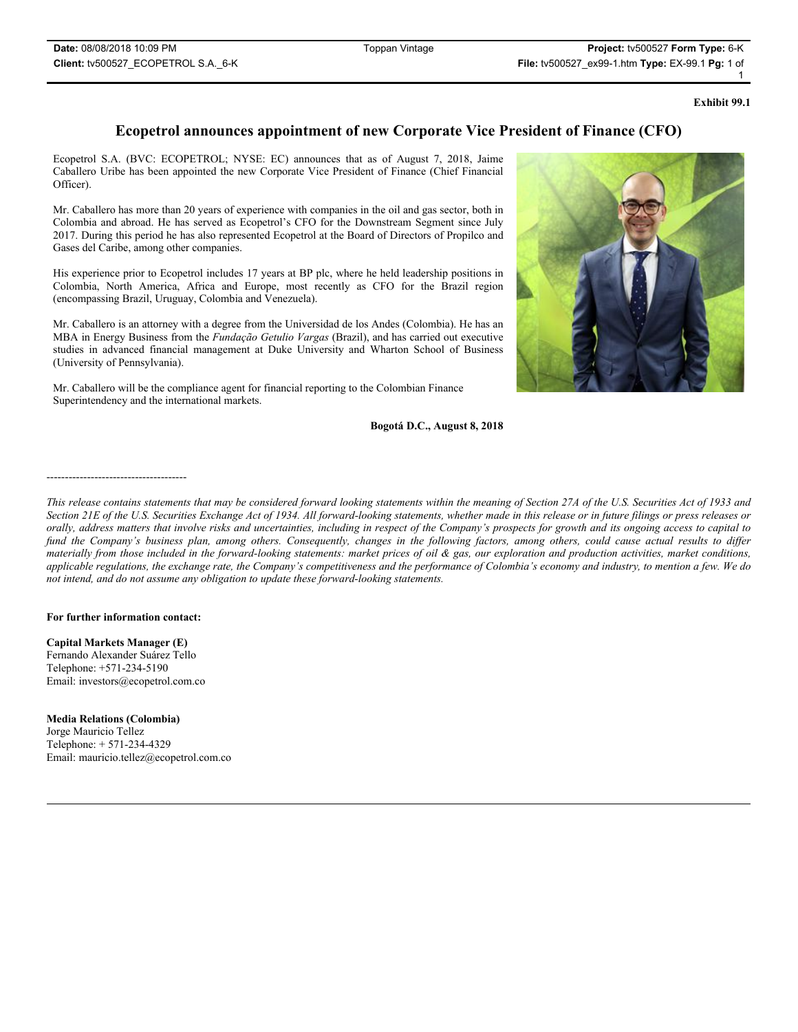**Exhibit 99.1**

# Ecopetrol announces appointment of new Corporate Vice President of Finance (CFO)

Ecopetrol S.A. (BVC: ECOPETROL; NYSE: EC) announces that as of August 7, 2018, Jaime Caballero Uribe has been appointed the new Corporate Vice President of Finance (Chief Financial Officer).

Mr. Caballero has more than 20 years of experience with companies in the oil and gas sector, both in Colombia and abroad. He has served as Ecopetrol's CFO for the Downstream Segment since July 2017. During this period he has also represented Ecopetrol at the Board of Directors of Propilco and Gases del Caribe, among other companies.

His experience prior to Ecopetrol includes 17 years at BP plc, where he held leadership positions in Colombia, North America, Africa and Europe, most recently as CFO for the Brazil region (encompassing Brazil, Uruguay, Colombia and Venezuela).

Mr. Caballero is an attorney with a degree from the Universidad de los Andes (Colombia). He has an MBA in Energy Business from the *Fundação Getulio Vargas* (Brazil), and has carried out executive studies in advanced financial management at Duke University and Wharton School of Business (University of Pennsylvania).

Mr. Caballero will be the compliance agent for financial reporting to the Colombian Finance Superintendency and the international markets.

**Bogotá D.C., August 8, 2018**

---

*This release contains statements that may be considered forward looking statements within the meaning of Section 27A of the U.S. Securities Act of 1933 and Section 21E of the U.S. Securities Exchange Act of 1934. All forward-looking statements, whether made in this release or in future filings or press releases or orally, address matters that involve risks and uncertainties, including in respect of the Company's prospects for growth and its ongoing access to capital to fund the Company's business plan, among others. Consequently, changes in the following factors, among others, could cause actual results to differ materially from those included in the forward-looking statements: market prices of oil & gas, our exploration and production activities, market conditions, applicable regulations, the exchange rate, the Company's competitiveness and the performance of Colombia's economy and industry, to mention a few. We do not intend, and do not assume any obligation to update these forward-looking statements.*

**For further information contact:**

**Capital Markets Manager (E)**
Fernando Alexander Suárez Tello
Telephone: +571-234-5190
Email: investors@ecopetrol.com.co

**Media Relations (Colombia)**
Jorge Mauricio Tellez
Telephone: + 571-234-4329
Email: mauricio.tellez@ecopetrol.com.co